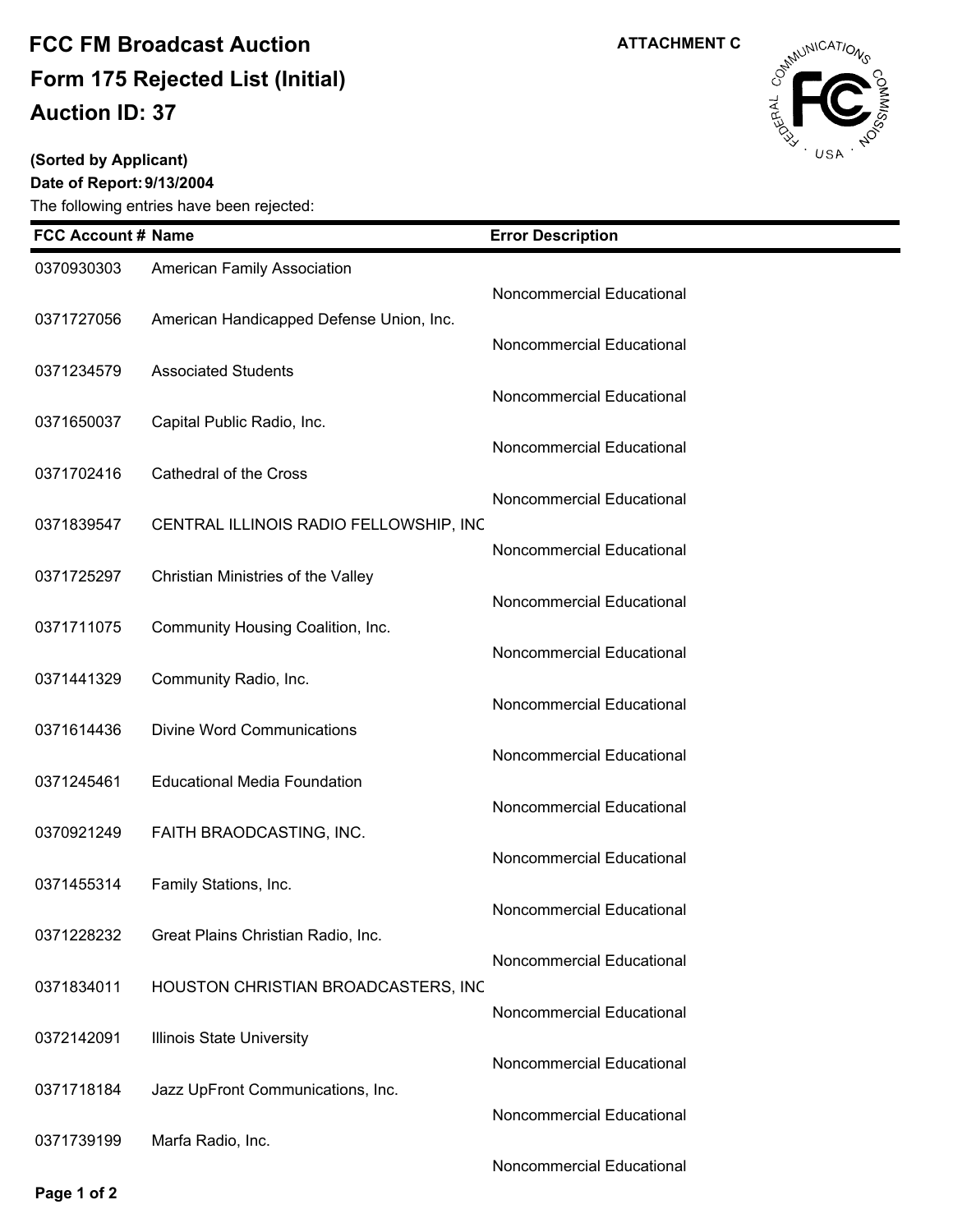# FCC FM Broadcast Auction

# Form 175 Rejected List (Initial)

# Auction ID: 37

**ATTACHMENT C**

**(Sorted by Applicant)**

**Date of Report: 9/13/2004**

The following entries have been rejected:

| FCC Account # | Name | Error Description |
|---|---|---|
| 0370930303 | American Family Association | Noncommercial Educational |
| 0371727056 | American Handicapped Defense Union, Inc. | Noncommercial Educational |
| 0371234579 | Associated Students | Noncommercial Educational |
| 0371650037 | Capital Public Radio, Inc. | Noncommercial Educational |
| 0371702416 | Cathedral of the Cross | Noncommercial Educational |
| 0371839547 | CENTRAL ILLINOIS RADIO FELLOWSHIP, INC | Noncommercial Educational |
| 0371725297 | Christian Ministries of the Valley | Noncommercial Educational |
| 0371711075 | Community Housing Coalition, Inc. | Noncommercial Educational |
| 0371441329 | Community Radio, Inc. | Noncommercial Educational |
| 0371614436 | Divine Word Communications | Noncommercial Educational |
| 0371245461 | Educational Media Foundation | Noncommercial Educational |
| 0370921249 | FAITH BRAODCASTING, INC. | Noncommercial Educational |
| 0371455314 | Family Stations, Inc. | Noncommercial Educational |
| 0371228232 | Great Plains Christian Radio, Inc. | Noncommercial Educational |
| 0371834011 | HOUSTON CHRISTIAN BROADCASTERS, INC | Noncommercial Educational |
| 0372142091 | Illinois State University | Noncommercial Educational |
| 0371718184 | Jazz UpFront Communications, Inc. | Noncommercial Educational |
| 0371739199 | Marfa Radio, Inc. | Noncommercial Educational |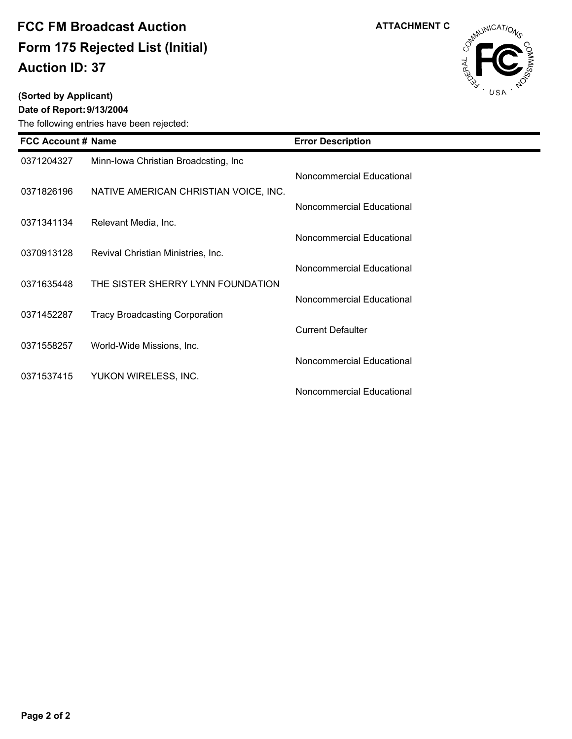**ATTACHMENT C**

# FCC FM Broadcast Auction
# Form 175 Rejected List (Initial)
# Auction ID: 37

**(Sorted by Applicant)**

**Date of Report: 9/13/2004**

The following entries have been rejected:

| FCC Account # | Name | Error Description |
|---|---|---|
| 0371204327 | Minn-Iowa Christian Broadcsting, Inc | Noncommercial Educational |
| 0371826196 | NATIVE AMERICAN CHRISTIAN VOICE, INC. | Noncommercial Educational |
| 0371341134 | Relevant Media, Inc. | Noncommercial Educational |
| 0370913128 | Revival Christian Ministries, Inc. | Noncommercial Educational |
| 0371635448 | THE SISTER SHERRY LYNN FOUNDATION | Noncommercial Educational |
| 0371452287 | Tracy Broadcasting Corporation | Current Defaulter |
| 0371558257 | World-Wide Missions, Inc. | Noncommercial Educational |
| 0371537415 | YUKON WIRELESS, INC. | Noncommercial Educational |